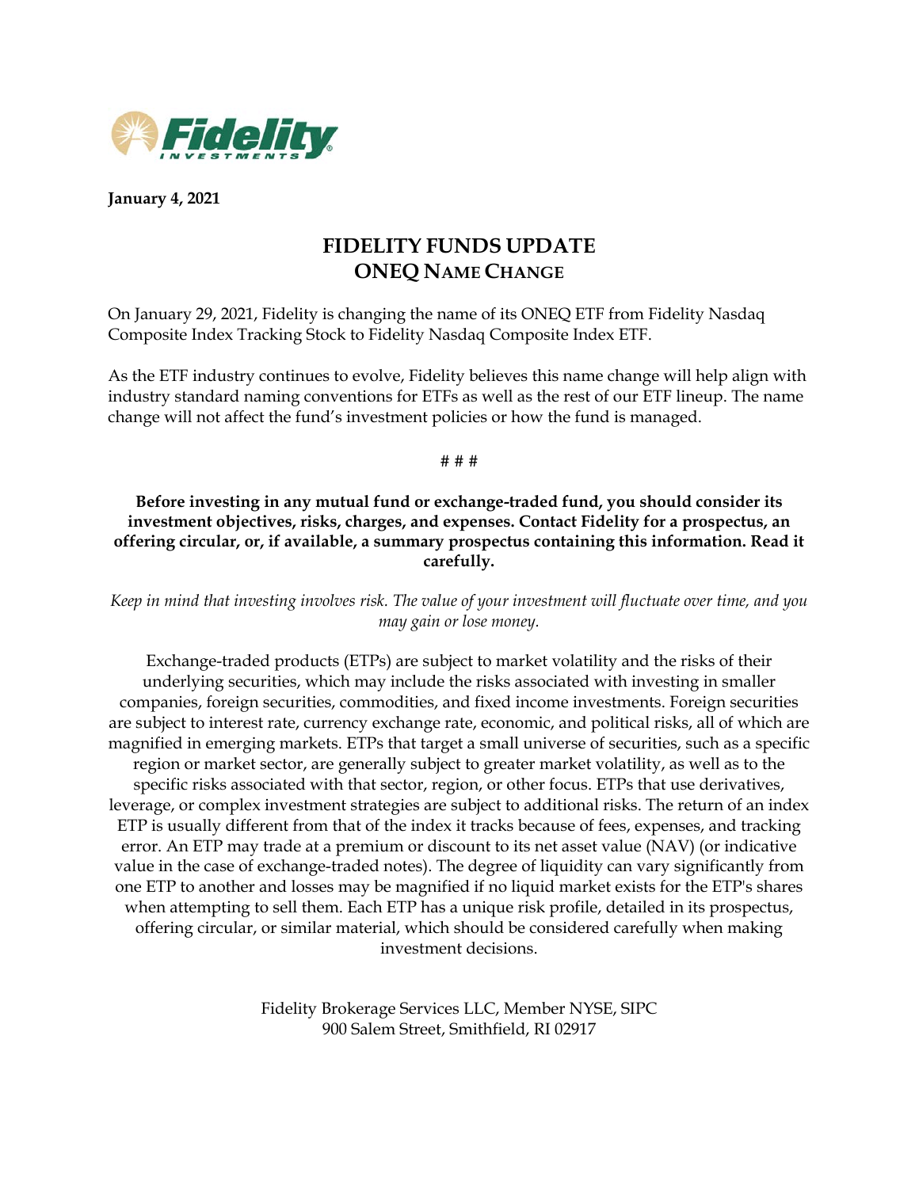Fidelity INVESTMENTS

**January 4, 2021**

# FIDELITY FUNDS UPDATE
## ONEQ NAME CHANGE

On January 29, 2021, Fidelity is changing the name of its ONEQ ETF from Fidelity Nasdaq Composite Index Tracking Stock to Fidelity Nasdaq Composite Index ETF.

As the ETF industry continues to evolve, Fidelity believes this name change will help align with industry standard naming conventions for ETFs as well as the rest of our ETF lineup. The name change will not affect the fund's investment policies or how the fund is managed.

# # #

**Before investing in any mutual fund or exchange-traded fund, you should consider its investment objectives, risks, charges, and expenses. Contact Fidelity for a prospectus, an offering circular, or, if available, a summary prospectus containing this information. Read it carefully.**

*Keep in mind that investing involves risk. The value of your investment will fluctuate over time, and you may gain or lose money.*

Exchange-traded products (ETPs) are subject to market volatility and the risks of their underlying securities, which may include the risks associated with investing in smaller companies, foreign securities, commodities, and fixed income investments. Foreign securities are subject to interest rate, currency exchange rate, economic, and political risks, all of which are magnified in emerging markets. ETPs that target a small universe of securities, such as a specific region or market sector, are generally subject to greater market volatility, as well as to the specific risks associated with that sector, region, or other focus. ETPs that use derivatives, leverage, or complex investment strategies are subject to additional risks. The return of an index ETP is usually different from that of the index it tracks because of fees, expenses, and tracking error. An ETP may trade at a premium or discount to its net asset value (NAV) (or indicative value in the case of exchange-traded notes). The degree of liquidity can vary significantly from one ETP to another and losses may be magnified if no liquid market exists for the ETP's shares when attempting to sell them. Each ETP has a unique risk profile, detailed in its prospectus, offering circular, or similar material, which should be considered carefully when making investment decisions.

Fidelity Brokerage Services LLC, Member NYSE, SIPC
900 Salem Street, Smithfield, RI 02917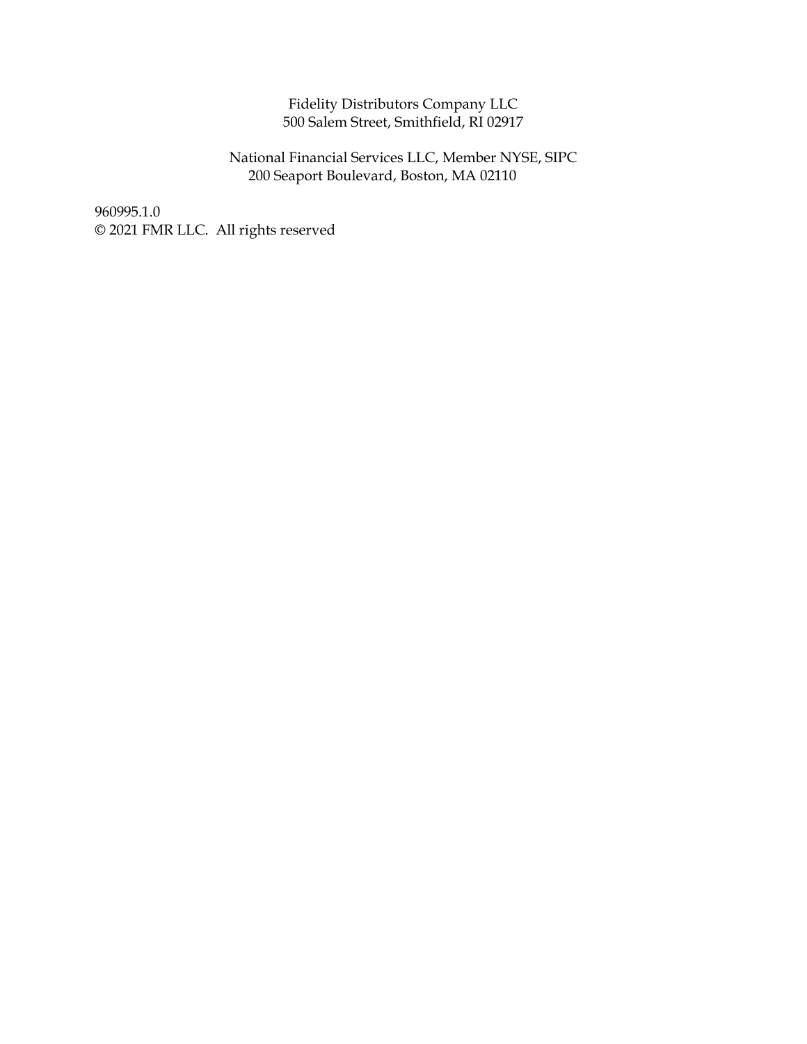Fidelity Distributors Company LLC
500 Salem Street, Smithfield, RI 02917

National Financial Services LLC, Member NYSE, SIPC
200 Seaport Boulevard, Boston, MA 02110

960995.1.0
© 2021 FMR LLC. All rights reserved